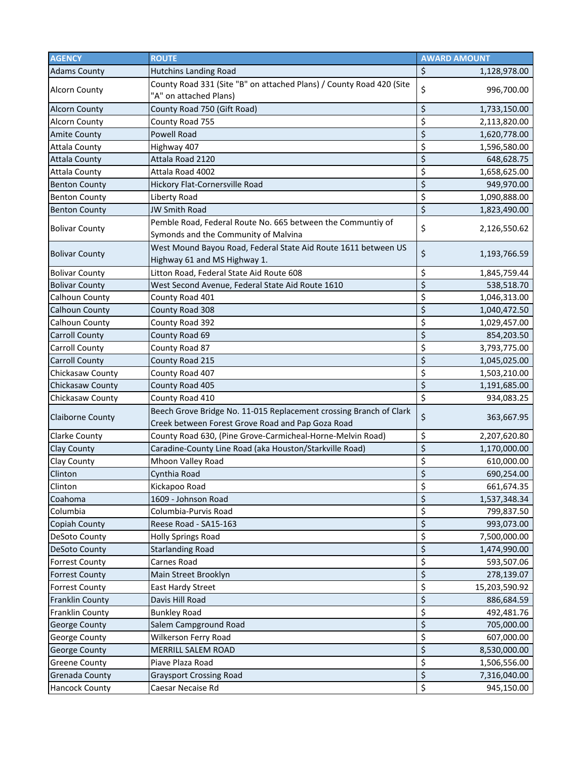| AGENCY | ROUTE | AWARD AMOUNT |
|---|---|---|
| Adams County | Hutchins Landing Road | $ 1,128,978.00 |
| Alcorn County | County Road 331 (Site "B" on attached Plans) / County Road 420 (Site "A" on attached Plans) | $ 996,700.00 |
| Alcorn County | County Road 750 (Gift Road) | $ 1,733,150.00 |
| Alcorn County | County Road 755 | $ 2,113,820.00 |
| Amite County | Powell Road | $ 1,620,778.00 |
| Attala County | Highway 407 | $ 1,596,580.00 |
| Attala County | Attala Road 2120 | $ 648,628.75 |
| Attala County | Attala Road 4002 | $ 1,658,625.00 |
| Benton County | Hickory Flat-Cornersville Road | $ 949,970.00 |
| Benton County | Liberty Road | $ 1,090,888.00 |
| Benton County | JW Smith Road | $ 1,823,490.00 |
| Bolivar County | Pemble Road, Federal Route No. 665 between the Communtiy of Symonds and the Community of Malvina | $ 2,126,550.62 |
| Bolivar County | West Mound Bayou Road, Federal State Aid Route 1611 between US Highway 61 and MS Highway 1. | $ 1,193,766.59 |
| Bolivar County | Litton Road, Federal State Aid Route 608 | $ 1,845,759.44 |
| Bolivar County | West Second Avenue, Federal State Aid Route 1610 | $ 538,518.70 |
| Calhoun County | County Road 401 | $ 1,046,313.00 |
| Calhoun County | County Road 308 | $ 1,040,472.50 |
| Calhoun County | County Road 392 | $ 1,029,457.00 |
| Carroll County | County Road 69 | $ 854,203.50 |
| Carroll County | County Road 87 | $ 3,793,775.00 |
| Carroll County | County Road 215 | $ 1,045,025.00 |
| Chickasaw County | County Road 407 | $ 1,503,210.00 |
| Chickasaw County | County Road 405 | $ 1,191,685.00 |
| Chickasaw County | County Road 410 | $ 934,083.25 |
| Claiborne County | Beech Grove Bridge No. 11-015 Replacement crossing Branch of Clark Creek between Forest Grove Road and Pap Goza Road | $ 363,667.95 |
| Clarke County | County Road 630, (Pine Grove-Carmicheal-Horne-Melvin Road) | $ 2,207,620.80 |
| Clay County | Caradine-County Line Road (aka Houston/Starkville Road) | $ 1,170,000.00 |
| Clay County | Mhoon Valley Road | $ 610,000.00 |
| Clinton | Cynthia Road | $ 690,254.00 |
| Clinton | Kickapoo Road | $ 661,674.35 |
| Coahoma | 1609 - Johnson Road | $ 1,537,348.34 |
| Columbia | Columbia-Purvis Road | $ 799,837.50 |
| Copiah County | Reese Road - SA15-163 | $ 993,073.00 |
| DeSoto County | Holly Springs Road | $ 7,500,000.00 |
| DeSoto County | Starlanding Road | $ 1,474,990.00 |
| Forrest County | Carnes Road | $ 593,507.06 |
| Forrest County | Main Street Brooklyn | $ 278,139.07 |
| Forrest County | East Hardy Street | $ 15,203,590.92 |
| Franklin County | Davis Hill Road | $ 886,684.59 |
| Franklin County | Bunkley Road | $ 492,481.76 |
| George County | Salem Campground Road | $ 705,000.00 |
| George County | Wilkerson Ferry Road | $ 607,000.00 |
| George County | MERRILL SALEM ROAD | $ 8,530,000.00 |
| Greene County | Piave Plaza Road | $ 1,506,556.00 |
| Grenada County | Graysport Crossing Road | $ 7,316,040.00 |
| Hancock County | Caesar Necaise Rd | $ 945,150.00 |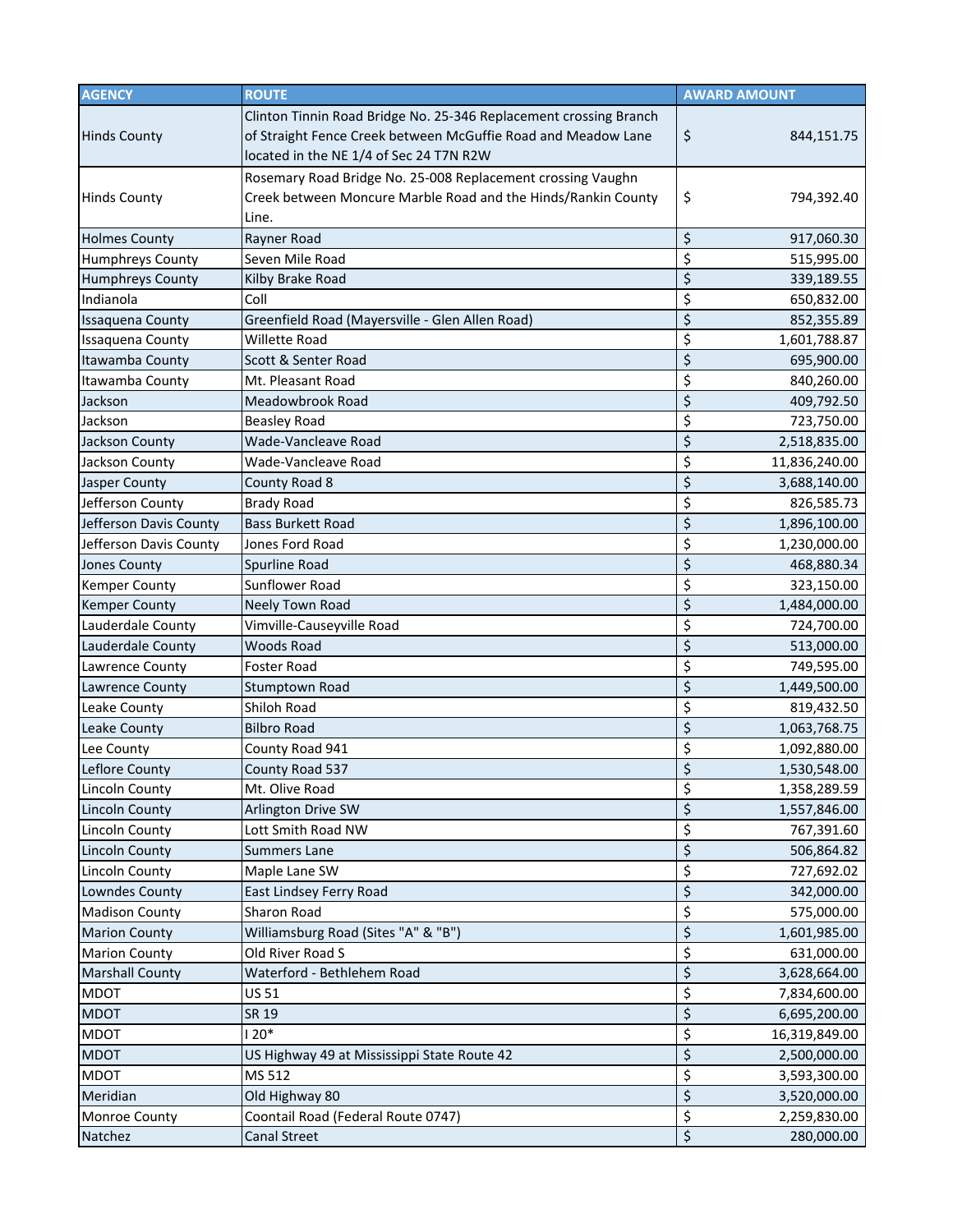| AGENCY | ROUTE | AWARD AMOUNT |
|---|---|---|
| Hinds County | Clinton Tinnin Road Bridge No. 25-346 Replacement crossing Branch of Straight Fence Creek between McGuffie Road and Meadow Lane located in the NE 1/4 of Sec 24 T7N R2W | $ 844,151.75 |
| Hinds County | Rosemary Road Bridge No. 25-008 Replacement crossing Vaughn Creek between Moncure Marble Road and the Hinds/Rankin County Line. | $ 794,392.40 |
| Holmes County | Rayner Road | $ 917,060.30 |
| Humphreys County | Seven Mile Road | $ 515,995.00 |
| Humphreys County | Kilby Brake Road | $ 339,189.55 |
| Indianola | Coll | $ 650,832.00 |
| Issaquena County | Greenfield Road (Mayersville - Glen Allen Road) | $ 852,355.89 |
| Issaquena County | Willette Road | $ 1,601,788.87 |
| Itawamba County | Scott & Senter Road | $ 695,900.00 |
| Itawamba County | Mt. Pleasant Road | $ 840,260.00 |
| Jackson | Meadowbrook Road | $ 409,792.50 |
| Jackson | Beasley Road | $ 723,750.00 |
| Jackson County | Wade-Vancleave Road | $ 2,518,835.00 |
| Jackson County | Wade-Vancleave Road | $ 11,836,240.00 |
| Jasper County | County Road 8 | $ 3,688,140.00 |
| Jefferson County | Brady Road | $ 826,585.73 |
| Jefferson Davis County | Bass Burkett Road | $ 1,896,100.00 |
| Jefferson Davis County | Jones Ford Road | $ 1,230,000.00 |
| Jones County | Spurline Road | $ 468,880.34 |
| Kemper County | Sunflower Road | $ 323,150.00 |
| Kemper County | Neely Town Road | $ 1,484,000.00 |
| Lauderdale County | Vimville-Causeyville Road | $ 724,700.00 |
| Lauderdale County | Woods Road | $ 513,000.00 |
| Lawrence County | Foster Road | $ 749,595.00 |
| Lawrence County | Stumptown Road | $ 1,449,500.00 |
| Leake County | Shiloh Road | $ 819,432.50 |
| Leake County | Bilbro Road | $ 1,063,768.75 |
| Lee County | County Road 941 | $ 1,092,880.00 |
| Leflore County | County Road 537 | $ 1,530,548.00 |
| Lincoln County | Mt. Olive Road | $ 1,358,289.59 |
| Lincoln County | Arlington Drive SW | $ 1,557,846.00 |
| Lincoln County | Lott Smith Road NW | $ 767,391.60 |
| Lincoln County | Summers Lane | $ 506,864.82 |
| Lincoln County | Maple Lane SW | $ 727,692.02 |
| Lowndes County | East Lindsey Ferry Road | $ 342,000.00 |
| Madison County | Sharon Road | $ 575,000.00 |
| Marion County | Williamsburg Road (Sites "A" & "B") | $ 1,601,985.00 |
| Marion County | Old River Road S | $ 631,000.00 |
| Marshall County | Waterford - Bethlehem Road | $ 3,628,664.00 |
| MDOT | US 51 | $ 7,834,600.00 |
| MDOT | SR 19 | $ 6,695,200.00 |
| MDOT | I 20* | $ 16,319,849.00 |
| MDOT | US Highway 49 at Mississippi State Route 42 | $ 2,500,000.00 |
| MDOT | MS 512 | $ 3,593,300.00 |
| Meridian | Old Highway 80 | $ 3,520,000.00 |
| Monroe County | Coontail Road (Federal Route 0747) | $ 2,259,830.00 |
| Natchez | Canal Street | $ 280,000.00 |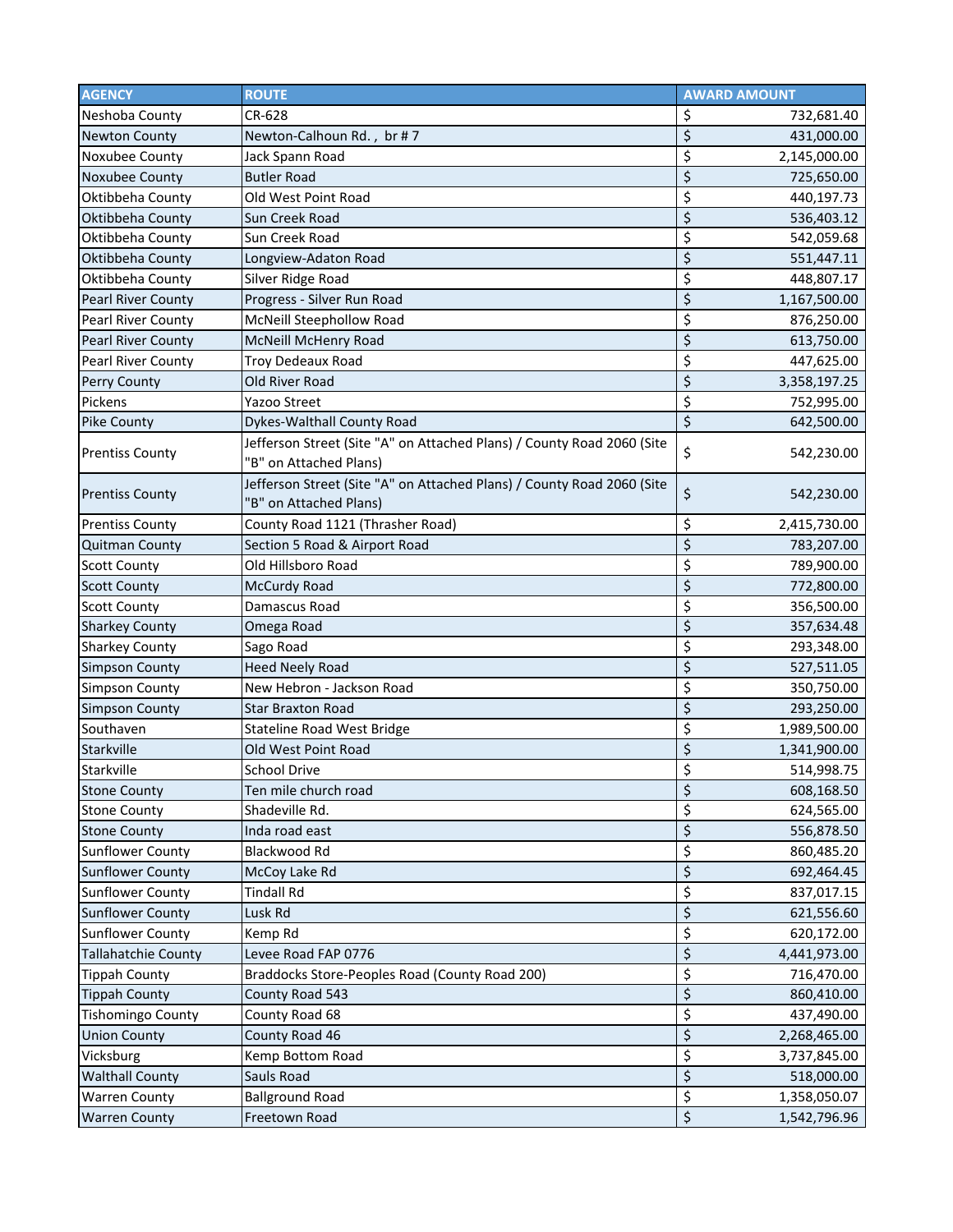| AGENCY | ROUTE | AWARD AMOUNT |
| --- | --- | --- |
| Neshoba County | CR-628 | $ 732,681.40 |
| Newton County | Newton-Calhoun Rd. , br # 7 | $ 431,000.00 |
| Noxubee County | Jack Spann Road | $ 2,145,000.00 |
| Noxubee County | Butler Road | $ 725,650.00 |
| Oktibbeha County | Old West Point Road | $ 440,197.73 |
| Oktibbeha County | Sun Creek Road | $ 536,403.12 |
| Oktibbeha County | Sun Creek Road | $ 542,059.68 |
| Oktibbeha County | Longview-Adaton Road | $ 551,447.11 |
| Oktibbeha County | Silver Ridge Road | $ 448,807.17 |
| Pearl River County | Progress - Silver Run Road | $ 1,167,500.00 |
| Pearl River County | McNeill Steephollow Road | $ 876,250.00 |
| Pearl River County | McNeill McHenry Road | $ 613,750.00 |
| Pearl River County | Troy Dedeaux Road | $ 447,625.00 |
| Perry County | Old River Road | $ 3,358,197.25 |
| Pickens | Yazoo Street | $ 752,995.00 |
| Pike County | Dykes-Walthall County Road | $ 642,500.00 |
| Prentiss County | Jefferson Street (Site "A" on Attached Plans) / County Road 2060 (Site "B" on Attached Plans) | $ 542,230.00 |
| Prentiss County | Jefferson Street (Site "A" on Attached Plans) / County Road 2060 (Site "B" on Attached Plans) | $ 542,230.00 |
| Prentiss County | County Road 1121 (Thrasher Road) | $ 2,415,730.00 |
| Quitman County | Section 5 Road & Airport Road | $ 783,207.00 |
| Scott County | Old Hillsboro Road | $ 789,900.00 |
| Scott County | McCurdy Road | $ 772,800.00 |
| Scott County | Damascus Road | $ 356,500.00 |
| Sharkey County | Omega Road | $ 357,634.48 |
| Sharkey County | Sago Road | $ 293,348.00 |
| Simpson County | Heed Neely Road | $ 527,511.05 |
| Simpson County | New Hebron - Jackson Road | $ 350,750.00 |
| Simpson County | Star Braxton Road | $ 293,250.00 |
| Southaven | Stateline Road West Bridge | $ 1,989,500.00 |
| Starkville | Old West Point Road | $ 1,341,900.00 |
| Starkville | School Drive | $ 514,998.75 |
| Stone County | Ten mile church road | $ 608,168.50 |
| Stone County | Shadeville Rd. | $ 624,565.00 |
| Stone County | Inda road east | $ 556,878.50 |
| Sunflower County | Blackwood Rd | $ 860,485.20 |
| Sunflower County | McCoy Lake Rd | $ 692,464.45 |
| Sunflower County | Tindall Rd | $ 837,017.15 |
| Sunflower County | Lusk Rd | $ 621,556.60 |
| Sunflower County | Kemp Rd | $ 620,172.00 |
| Tallahatchie County | Levee Road FAP 0776 | $ 4,441,973.00 |
| Tippah County | Braddocks Store-Peoples Road (County Road 200) | $ 716,470.00 |
| Tippah County | County Road 543 | $ 860,410.00 |
| Tishomingo County | County Road 68 | $ 437,490.00 |
| Union County | County Road 46 | $ 2,268,465.00 |
| Vicksburg | Kemp Bottom Road | $ 3,737,845.00 |
| Walthall County | Sauls Road | $ 518,000.00 |
| Warren County | Ballground Road | $ 1,358,050.07 |
| Warren County | Freetown Road | $ 1,542,796.96 |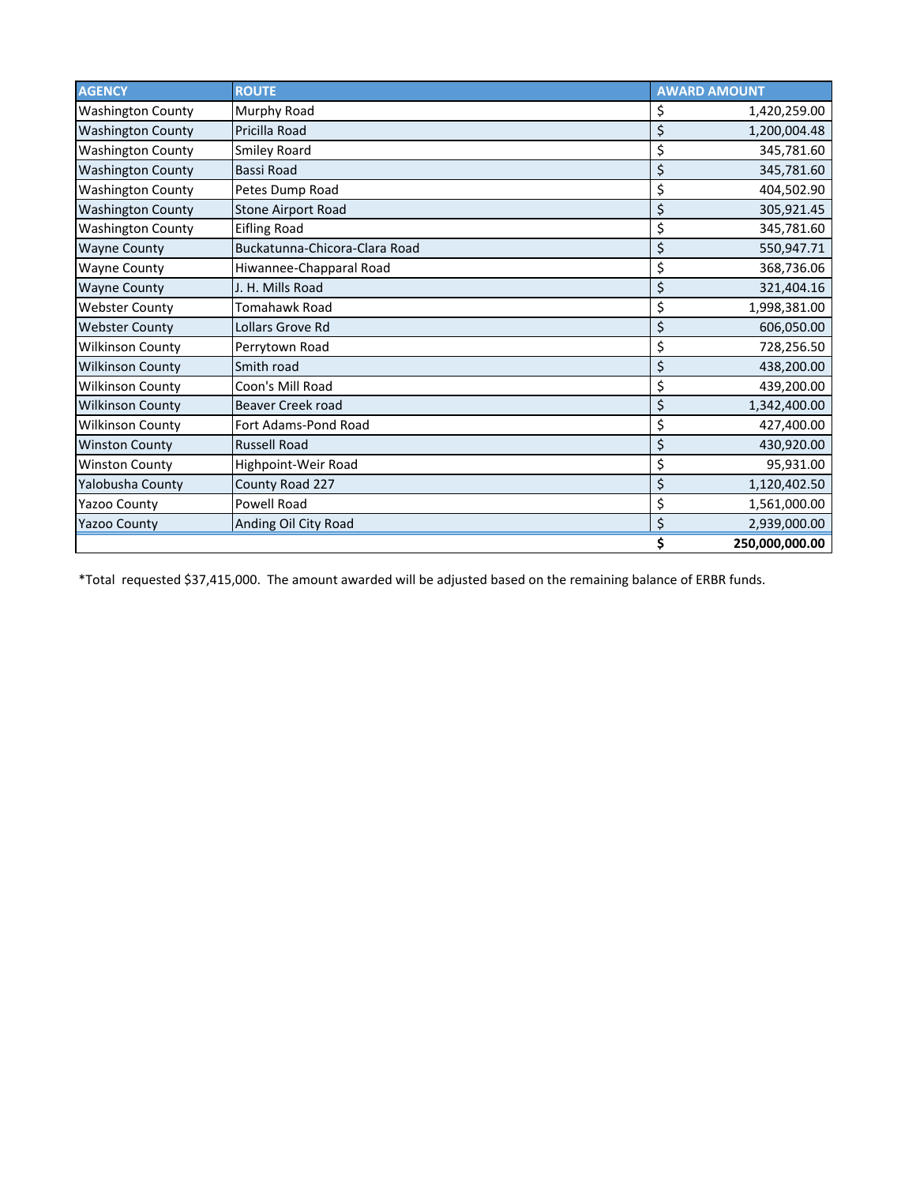| AGENCY | ROUTE | AWARD AMOUNT |
|---|---|---|
| Washington County | Murphy Road | $ 1,420,259.00 |
| Washington County | Pricilla Road | $ 1,200,004.48 |
| Washington County | Smiley Roard | $ 345,781.60 |
| Washington County | Bassi Road | $ 345,781.60 |
| Washington County | Petes Dump Road | $ 404,502.90 |
| Washington County | Stone Airport Road | $ 305,921.45 |
| Washington County | Eifling Road | $ 345,781.60 |
| Wayne County | Buckatunna-Chicora-Clara Road | $ 550,947.71 |
| Wayne County | Hiwannee-Chapparal Road | $ 368,736.06 |
| Wayne County | J. H. Mills Road | $ 321,404.16 |
| Webster County | Tomahawk Road | $ 1,998,381.00 |
| Webster County | Lollars Grove Rd | $ 606,050.00 |
| Wilkinson County | Perrytown Road | $ 728,256.50 |
| Wilkinson County | Smith road | $ 438,200.00 |
| Wilkinson County | Coon's Mill Road | $ 439,200.00 |
| Wilkinson County | Beaver Creek road | $ 1,342,400.00 |
| Wilkinson County | Fort Adams-Pond Road | $ 427,400.00 |
| Winston County | Russell Road | $ 430,920.00 |
| Winston County | Highpoint-Weir Road | $ 95,931.00 |
| Yalobusha County | County Road 227 | $ 1,120,402.50 |
| Yazoo County | Powell Road | $ 1,561,000.00 |
| Yazoo County | Anding Oil City Road | $ 2,939,000.00 |
| | | **$ 250,000,000.00** |

*Total requested $37,415,000. The amount awarded will be adjusted based on the remaining balance of ERBR funds.